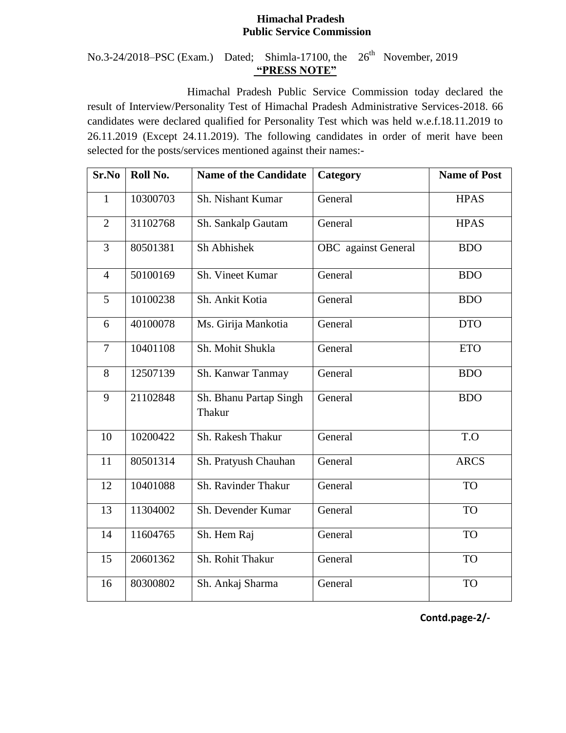**Himachal Pradesh**
**Public Service Commission**

No.3-24/2018–PSC (Exam.) Dated; Shimla-17100, the 26th November, 2019

**"PRESS NOTE"**

Himachal Pradesh Public Service Commission today declared the result of Interview/Personality Test of Himachal Pradesh Administrative Services-2018. 66 candidates were declared qualified for Personality Test which was held w.e.f.18.11.2019 to 26.11.2019 (Except 24.11.2019). The following candidates in order of merit have been selected for the posts/services mentioned against their names:-

| Sr.No | Roll No. | Name of the Candidate | Category | Name of Post |
|---|---|---|---|---|
| 1 | 10300703 | Sh. Nishant Kumar | General | HPAS |
| 2 | 31102768 | Sh. Sankalp Gautam | General | HPAS |
| 3 | 80501381 | Sh Abhishek | OBC against General | BDO |
| 4 | 50100169 | Sh. Vineet Kumar | General | BDO |
| 5 | 10100238 | Sh. Ankit Kotia | General | BDO |
| 6 | 40100078 | Ms. Girija Mankotia | General | DTO |
| 7 | 10401108 | Sh. Mohit Shukla | General | ETO |
| 8 | 12507139 | Sh. Kanwar Tanmay | General | BDO |
| 9 | 21102848 | Sh. Bhanu Partap Singh Thakur | General | BDO |
| 10 | 10200422 | Sh. Rakesh Thakur | General | T.O |
| 11 | 80501314 | Sh. Pratyush Chauhan | General | ARCS |
| 12 | 10401088 | Sh. Ravinder Thakur | General | TO |
| 13 | 11304002 | Sh. Devender Kumar | General | TO |
| 14 | 11604765 | Sh. Hem Raj | General | TO |
| 15 | 20601362 | Sh. Rohit Thakur | General | TO |
| 16 | 80300802 | Sh. Ankaj Sharma | General | TO |

**Contd.page-2/-**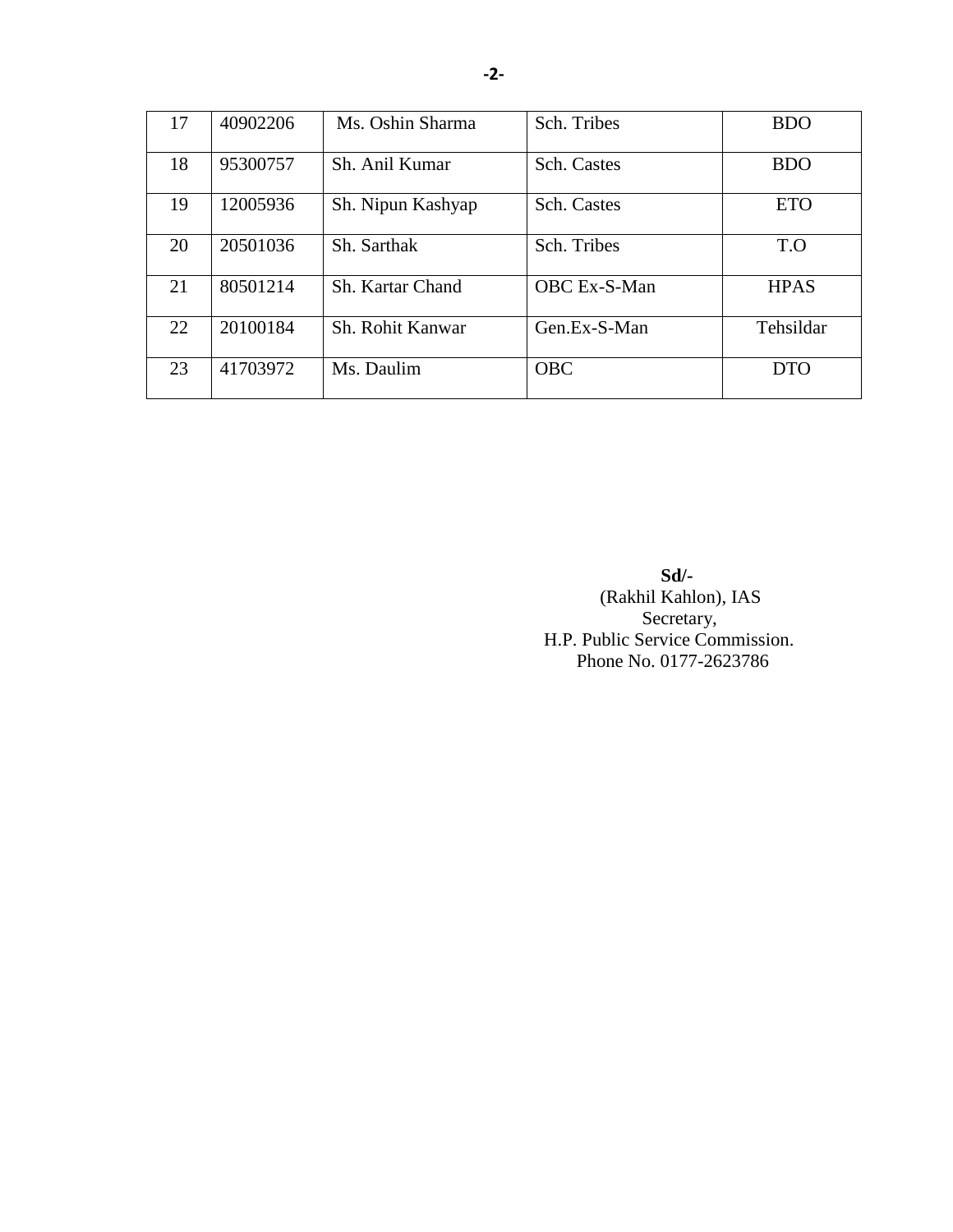| | | | | |
|---|---|---|---|---|
| 17 | 40902206 | Ms. Oshin Sharma | Sch. Tribes | BDO |
| 18 | 95300757 | Sh. Anil Kumar | Sch. Castes | BDO |
| 19 | 12005936 | Sh. Nipun Kashyap | Sch. Castes | ETO |
| 20 | 20501036 | Sh. Sarthak | Sch. Tribes | T.O |
| 21 | 80501214 | Sh. Kartar Chand | OBC Ex-S-Man | HPAS |
| 22 | 20100184 | Sh. Rohit Kanwar | Gen.Ex-S-Man | Tehsildar |
| 23 | 41703972 | Ms. Daulim | OBC | DTO |

**Sd/-**
(Rakhil Kahlon), IAS
Secretary,
H.P. Public Service Commission.
Phone No. 0177-2623786